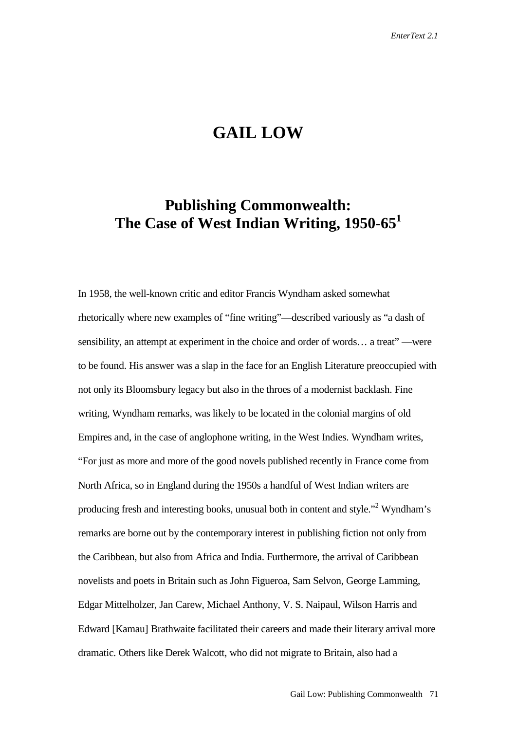# GAIL LOW

## Publishing Commonwealth: The Case of West Indian Writing, 1950-65[1]

In 1958, the well-known critic and editor Francis Wyndham asked somewhat rhetorically where new examples of "fine writing"—described variously as "a dash of sensibility, an attempt at experiment in the choice and order of words… a treat" —were to be found. His answer was a slap in the face for an English Literature preoccupied with not only its Bloomsbury legacy but also in the throes of a modernist backlash. Fine writing, Wyndham remarks, was likely to be located in the colonial margins of old Empires and, in the case of anglophone writing, in the West Indies. Wyndham writes, "For just as more and more of the good novels published recently in France come from North Africa, so in England during the 1950s a handful of West Indian writers are producing fresh and interesting books, unusual both in content and style."[2] Wyndham's remarks are borne out by the contemporary interest in publishing fiction not only from the Caribbean, but also from Africa and India. Furthermore, the arrival of Caribbean novelists and poets in Britain such as John Figueroa, Sam Selvon, George Lamming, Edgar Mittelholzer, Jan Carew, Michael Anthony, V. S. Naipaul, Wilson Harris and Edward [Kamau] Brathwaite facilitated their careers and made their literary arrival more dramatic. Others like Derek Walcott, who did not migrate to Britain, also had a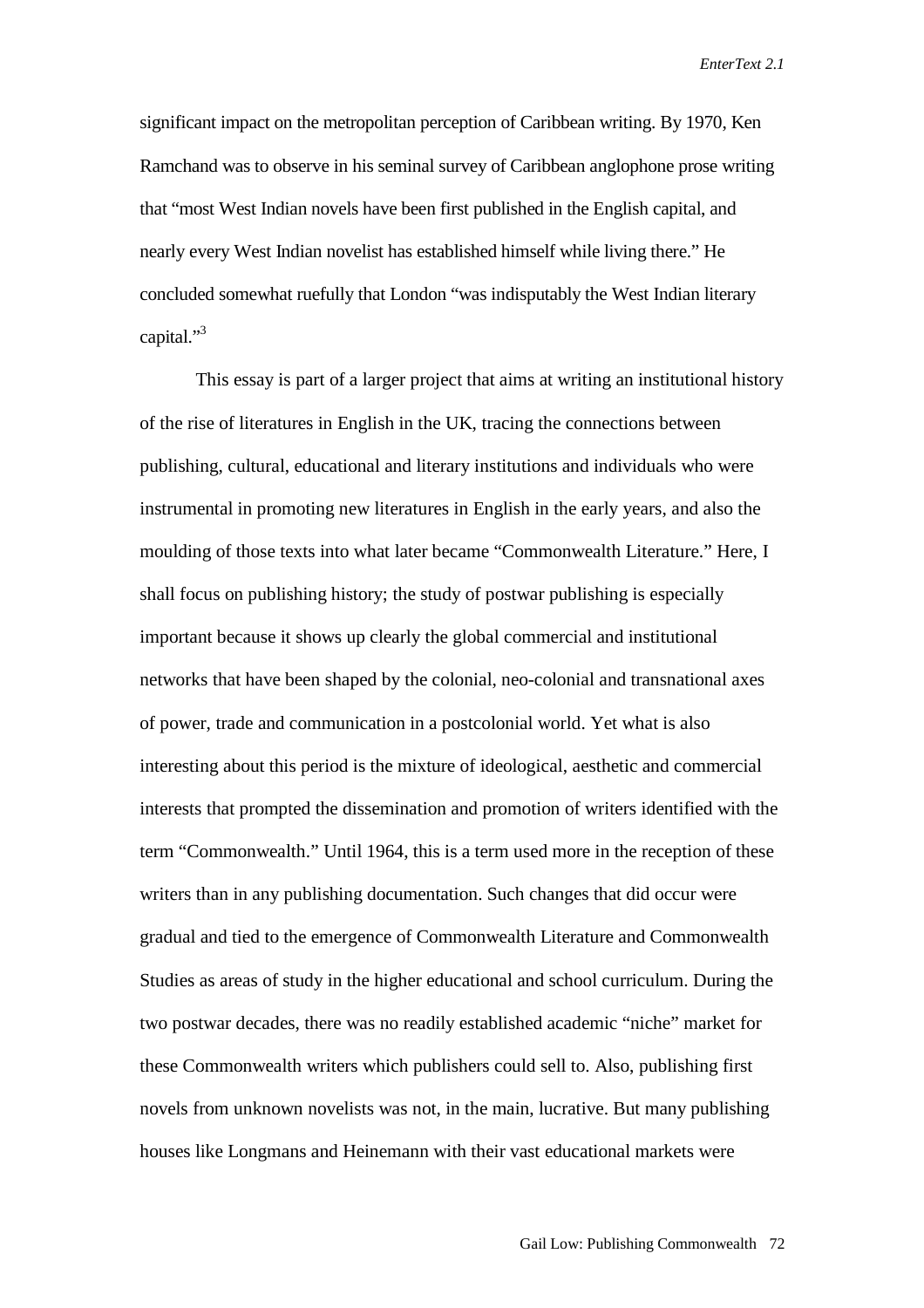significant impact on the metropolitan perception of Caribbean writing. By 1970, Ken Ramchand was to observe in his seminal survey of Caribbean anglophone prose writing that "most West Indian novels have been first published in the English capital, and nearly every West Indian novelist has established himself while living there." He concluded somewhat ruefully that London "was indisputably the West Indian literary capital."[3]

This essay is part of a larger project that aims at writing an institutional history of the rise of literatures in English in the UK, tracing the connections between publishing, cultural, educational and literary institutions and individuals who were instrumental in promoting new literatures in English in the early years, and also the moulding of those texts into what later became "Commonwealth Literature." Here, I shall focus on publishing history; the study of postwar publishing is especially important because it shows up clearly the global commercial and institutional networks that have been shaped by the colonial, neo-colonial and transnational axes of power, trade and communication in a postcolonial world. Yet what is also interesting about this period is the mixture of ideological, aesthetic and commercial interests that prompted the dissemination and promotion of writers identified with the term "Commonwealth." Until 1964, this is a term used more in the reception of these writers than in any publishing documentation. Such changes that did occur were gradual and tied to the emergence of Commonwealth Literature and Commonwealth Studies as areas of study in the higher educational and school curriculum. During the two postwar decades, there was no readily established academic "niche" market for these Commonwealth writers which publishers could sell to. Also, publishing first novels from unknown novelists was not, in the main, lucrative. But many publishing houses like Longmans and Heinemann with their vast educational markets were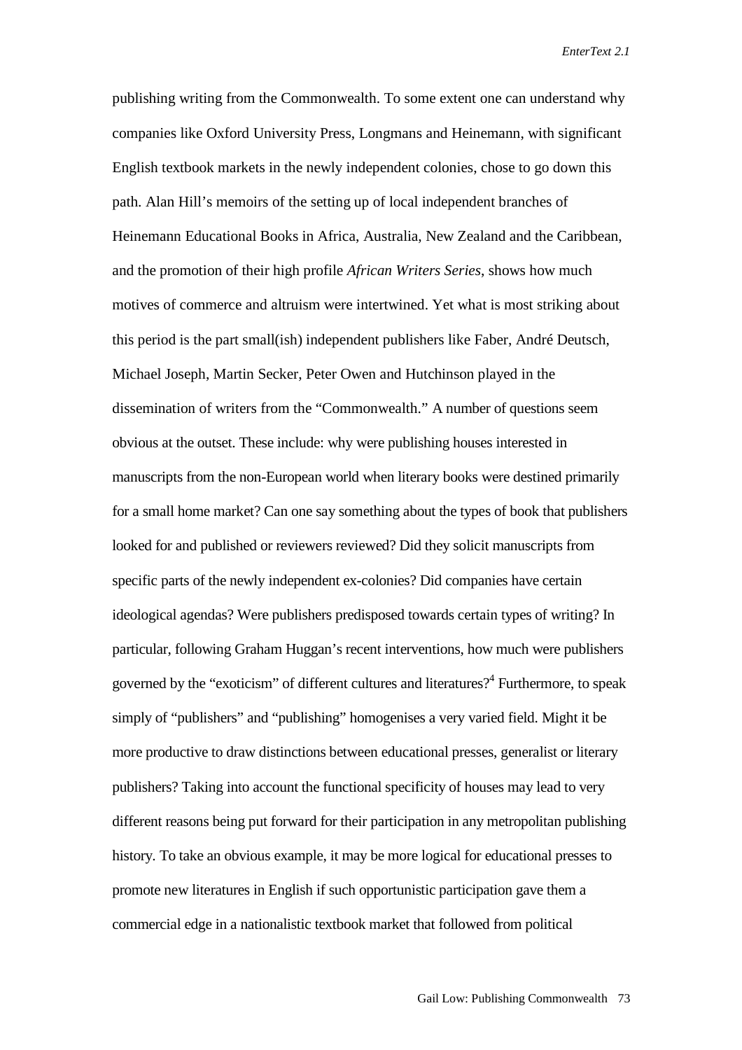publishing writing from the Commonwealth. To some extent one can understand why companies like Oxford University Press, Longmans and Heinemann, with significant English textbook markets in the newly independent colonies, chose to go down this path. Alan Hill's memoirs of the setting up of local independent branches of Heinemann Educational Books in Africa, Australia, New Zealand and the Caribbean, and the promotion of their high profile *African Writers Series*, shows how much motives of commerce and altruism were intertwined. Yet what is most striking about this period is the part small(ish) independent publishers like Faber, André Deutsch, Michael Joseph, Martin Secker, Peter Owen and Hutchinson played in the dissemination of writers from the "Commonwealth." A number of questions seem obvious at the outset. These include: why were publishing houses interested in manuscripts from the non-European world when literary books were destined primarily for a small home market? Can one say something about the types of book that publishers looked for and published or reviewers reviewed? Did they solicit manuscripts from specific parts of the newly independent ex-colonies? Did companies have certain ideological agendas? Were publishers predisposed towards certain types of writing? In particular, following Graham Huggan's recent interventions, how much were publishers governed by the "exoticism" of different cultures and literatures?[4] Furthermore, to speak simply of "publishers" and "publishing" homogenises a very varied field. Might it be more productive to draw distinctions between educational presses, generalist or literary publishers? Taking into account the functional specificity of houses may lead to very different reasons being put forward for their participation in any metropolitan publishing history. To take an obvious example, it may be more logical for educational presses to promote new literatures in English if such opportunistic participation gave them a commercial edge in a nationalistic textbook market that followed from political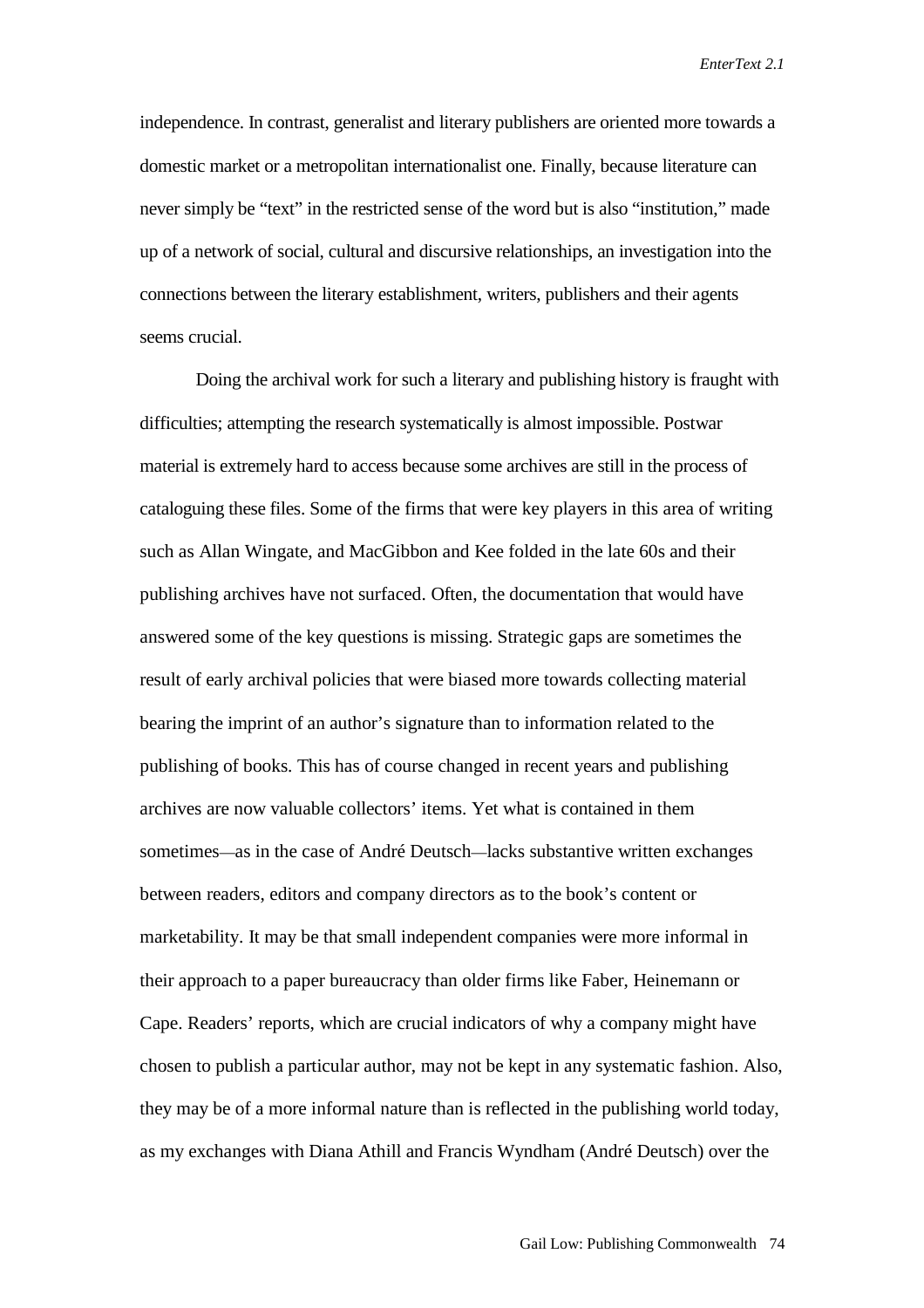independence. In contrast, generalist and literary publishers are oriented more towards a domestic market or a metropolitan internationalist one. Finally, because literature can never simply be "text" in the restricted sense of the word but is also "institution," made up of a network of social, cultural and discursive relationships, an investigation into the connections between the literary establishment, writers, publishers and their agents seems crucial.

Doing the archival work for such a literary and publishing history is fraught with difficulties; attempting the research systematically is almost impossible. Postwar material is extremely hard to access because some archives are still in the process of cataloguing these files. Some of the firms that were key players in this area of writing such as Allan Wingate, and MacGibbon and Kee folded in the late 60s and their publishing archives have not surfaced. Often, the documentation that would have answered some of the key questions is missing. Strategic gaps are sometimes the result of early archival policies that were biased more towards collecting material bearing the imprint of an author's signature than to information related to the publishing of books. This has of course changed in recent years and publishing archives are now valuable collectors' items. Yet what is contained in them sometimes—as in the case of André Deutsch—lacks substantive written exchanges between readers, editors and company directors as to the book's content or marketability. It may be that small independent companies were more informal in their approach to a paper bureaucracy than older firms like Faber, Heinemann or Cape. Readers' reports, which are crucial indicators of why a company might have chosen to publish a particular author, may not be kept in any systematic fashion. Also, they may be of a more informal nature than is reflected in the publishing world today, as my exchanges with Diana Athill and Francis Wyndham (André Deutsch) over the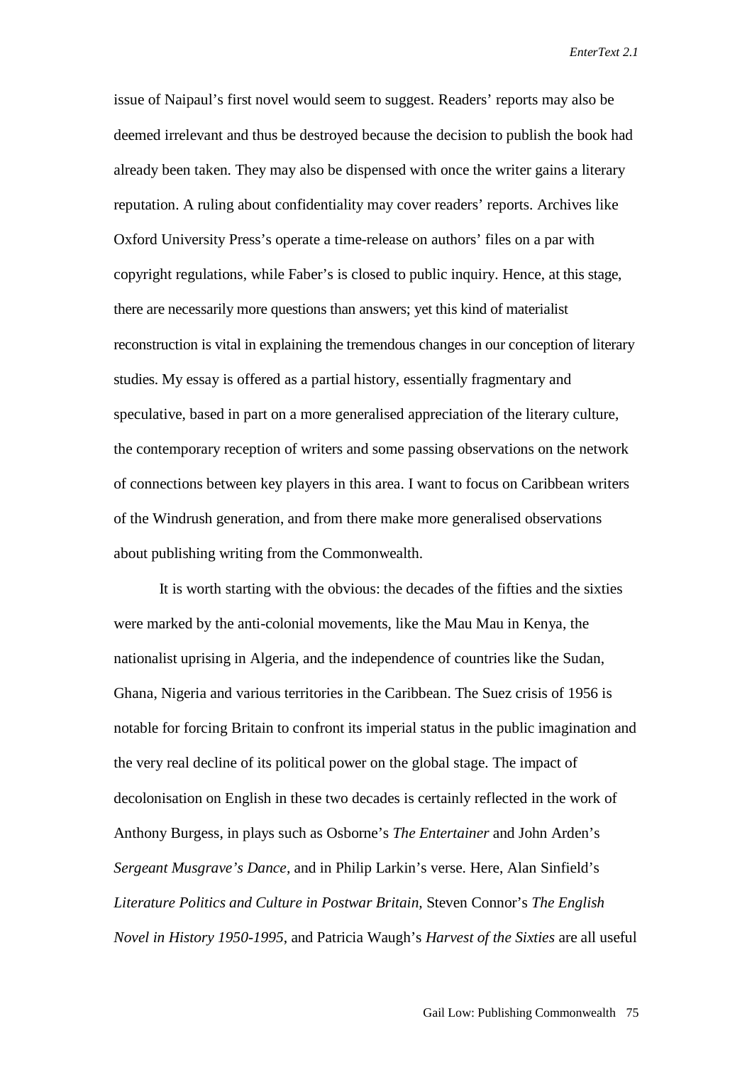issue of Naipaul's first novel would seem to suggest. Readers' reports may also be deemed irrelevant and thus be destroyed because the decision to publish the book had already been taken. They may also be dispensed with once the writer gains a literary reputation. A ruling about confidentiality may cover readers' reports. Archives like Oxford University Press's operate a time-release on authors' files on a par with copyright regulations, while Faber's is closed to public inquiry. Hence, at this stage, there are necessarily more questions than answers; yet this kind of materialist reconstruction is vital in explaining the tremendous changes in our conception of literary studies. My essay is offered as a partial history, essentially fragmentary and speculative, based in part on a more generalised appreciation of the literary culture, the contemporary reception of writers and some passing observations on the network of connections between key players in this area. I want to focus on Caribbean writers of the Windrush generation, and from there make more generalised observations about publishing writing from the Commonwealth.

It is worth starting with the obvious: the decades of the fifties and the sixties were marked by the anti-colonial movements, like the Mau Mau in Kenya, the nationalist uprising in Algeria, and the independence of countries like the Sudan, Ghana, Nigeria and various territories in the Caribbean. The Suez crisis of 1956 is notable for forcing Britain to confront its imperial status in the public imagination and the very real decline of its political power on the global stage. The impact of decolonisation on English in these two decades is certainly reflected in the work of Anthony Burgess, in plays such as Osborne's *The Entertainer* and John Arden's *Sergeant Musgrave's Dance,* and in Philip Larkin's verse. Here, Alan Sinfield's *Literature Politics and Culture in Postwar Britain,* Steven Connor's *The English Novel in History 1950-1995,* and Patricia Waugh's *Harvest of the Sixties* are all useful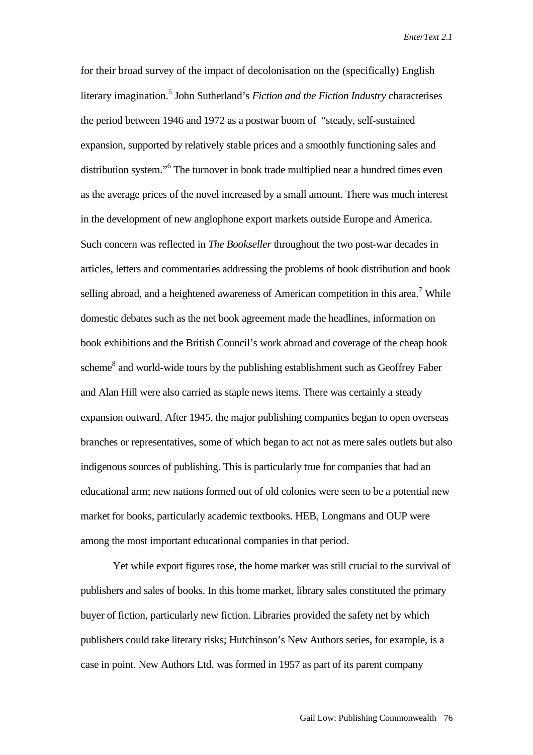for their broad survey of the impact of decolonisation on the (specifically) English literary imagination.[5] John Sutherland's *Fiction and the Fiction Industry* characterises the period between 1946 and 1972 as a postwar boom of "steady, self-sustained expansion, supported by relatively stable prices and a smoothly functioning sales and distribution system."[6] The turnover in book trade multiplied near a hundred times even as the average prices of the novel increased by a small amount. There was much interest in the development of new anglophone export markets outside Europe and America. Such concern was reflected in *The Bookseller* throughout the two post-war decades in articles, letters and commentaries addressing the problems of book distribution and book selling abroad, and a heightened awareness of American competition in this area.[7] While domestic debates such as the net book agreement made the headlines, information on book exhibitions and the British Council's work abroad and coverage of the cheap book scheme[8] and world-wide tours by the publishing establishment such as Geoffrey Faber and Alan Hill were also carried as staple news items. There was certainly a steady expansion outward. After 1945, the major publishing companies began to open overseas branches or representatives, some of which began to act not as mere sales outlets but also indigenous sources of publishing. This is particularly true for companies that had an educational arm; new nations formed out of old colonies were seen to be a potential new market for books, particularly academic textbooks. HEB, Longmans and OUP were among the most important educational companies in that period.

Yet while export figures rose, the home market was still crucial to the survival of publishers and sales of books. In this home market, library sales constituted the primary buyer of fiction, particularly new fiction. Libraries provided the safety net by which publishers could take literary risks; Hutchinson's New Authors series, for example, is a case in point. New Authors Ltd. was formed in 1957 as part of its parent company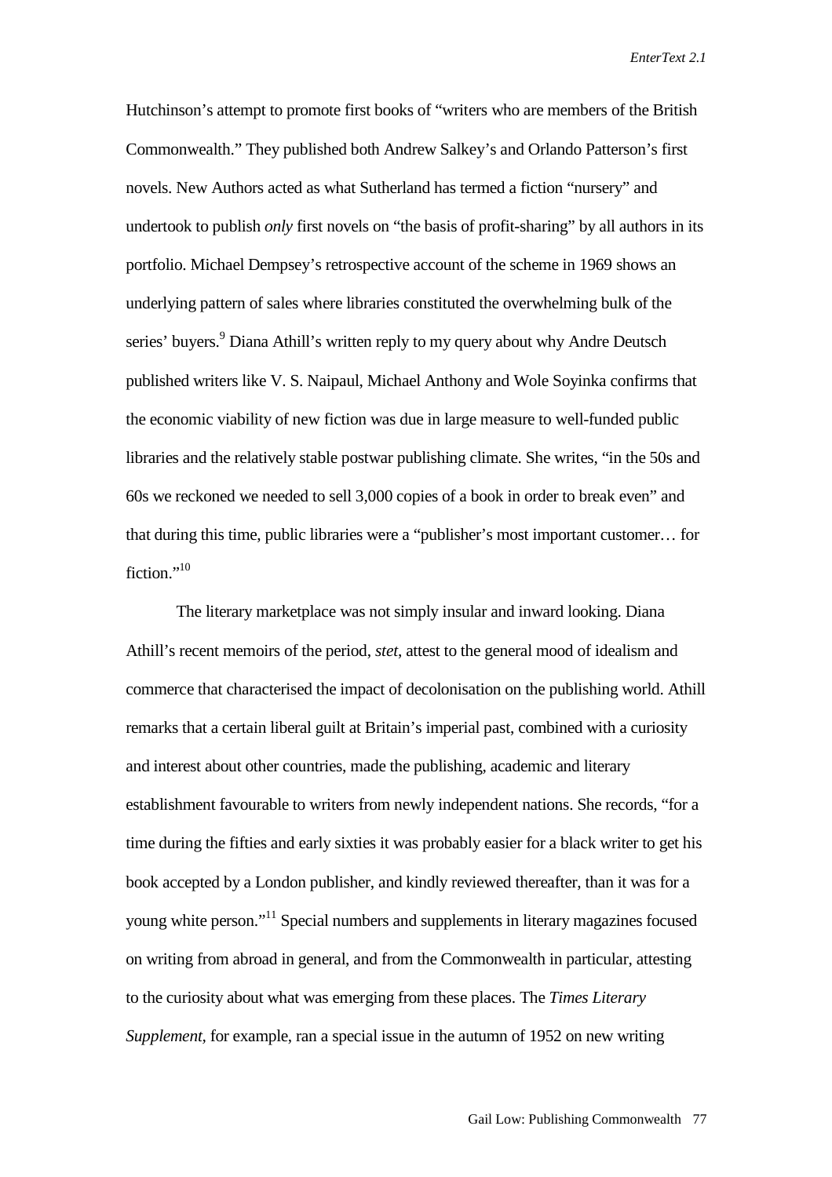Hutchinson's attempt to promote first books of "writers who are members of the British Commonwealth." They published both Andrew Salkey's and Orlando Patterson's first novels. New Authors acted as what Sutherland has termed a fiction "nursery" and undertook to publish *only* first novels on "the basis of profit-sharing" by all authors in its portfolio. Michael Dempsey's retrospective account of the scheme in 1969 shows an underlying pattern of sales where libraries constituted the overwhelming bulk of the series' buyers.[9] Diana Athill's written reply to my query about why Andre Deutsch published writers like V. S. Naipaul, Michael Anthony and Wole Soyinka confirms that the economic viability of new fiction was due in large measure to well-funded public libraries and the relatively stable postwar publishing climate. She writes, "in the 50s and 60s we reckoned we needed to sell 3,000 copies of a book in order to break even" and that during this time, public libraries were a "publisher's most important customer… for fiction."[10]

The literary marketplace was not simply insular and inward looking. Diana Athill's recent memoirs of the period, *stet*, attest to the general mood of idealism and commerce that characterised the impact of decolonisation on the publishing world. Athill remarks that a certain liberal guilt at Britain's imperial past, combined with a curiosity and interest about other countries, made the publishing, academic and literary establishment favourable to writers from newly independent nations. She records, "for a time during the fifties and early sixties it was probably easier for a black writer to get his book accepted by a London publisher, and kindly reviewed thereafter, than it was for a young white person."[11] Special numbers and supplements in literary magazines focused on writing from abroad in general, and from the Commonwealth in particular, attesting to the curiosity about what was emerging from these places. The *Times Literary Supplement,* for example, ran a special issue in the autumn of 1952 on new writing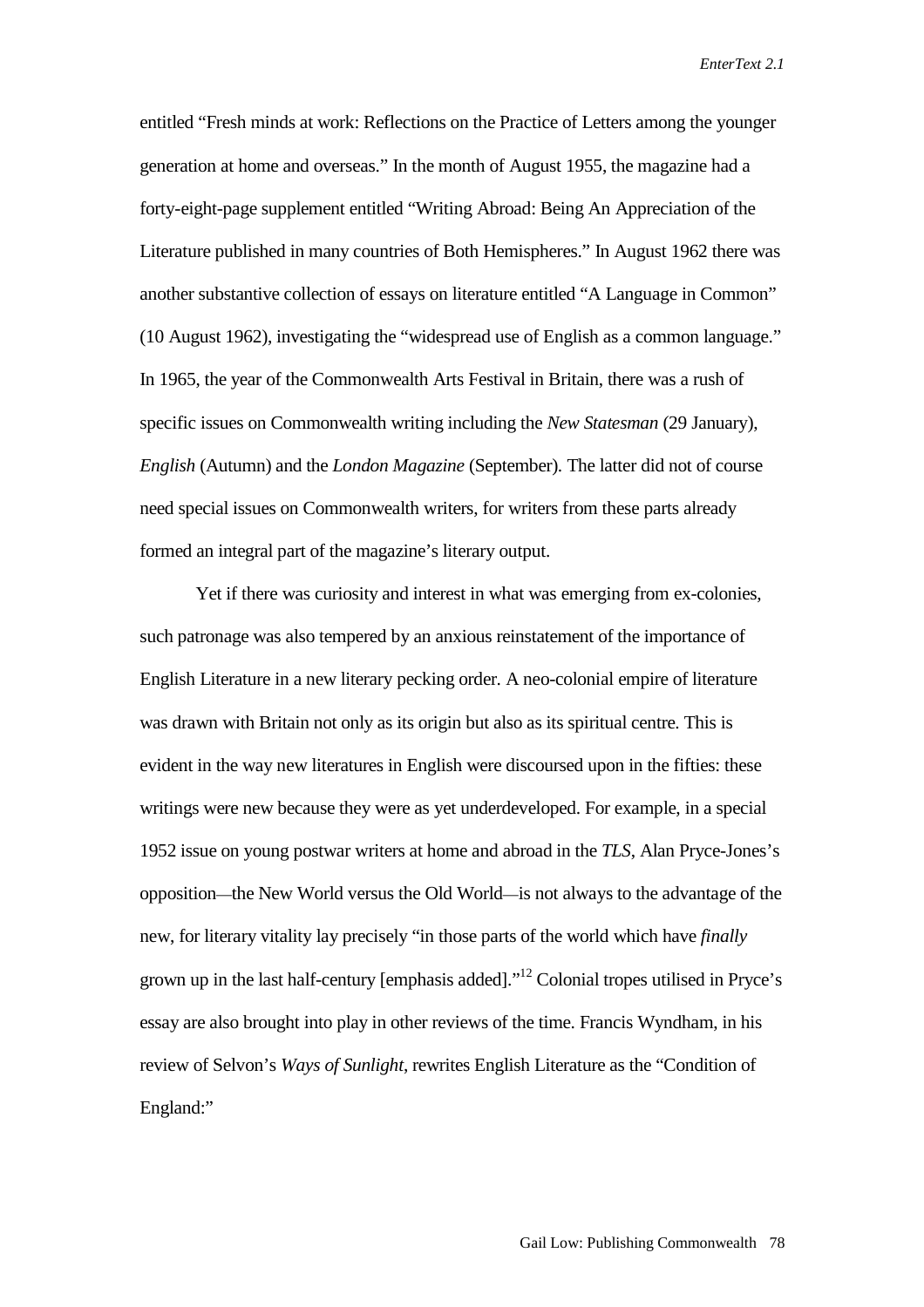entitled "Fresh minds at work: Reflections on the Practice of Letters among the younger generation at home and overseas." In the month of August 1955, the magazine had a forty-eight-page supplement entitled "Writing Abroad: Being An Appreciation of the Literature published in many countries of Both Hemispheres." In August 1962 there was another substantive collection of essays on literature entitled "A Language in Common" (10 August 1962), investigating the "widespread use of English as a common language." In 1965, the year of the Commonwealth Arts Festival in Britain, there was a rush of specific issues on Commonwealth writing including the *New Statesman* (29 January), *English* (Autumn) and the *London Magazine* (September). The latter did not of course need special issues on Commonwealth writers, for writers from these parts already formed an integral part of the magazine's literary output.

Yet if there was curiosity and interest in what was emerging from ex-colonies, such patronage was also tempered by an anxious reinstatement of the importance of English Literature in a new literary pecking order. A neo-colonial empire of literature was drawn with Britain not only as its origin but also as its spiritual centre. This is evident in the way new literatures in English were discoursed upon in the fifties: these writings were new because they were as yet underdeveloped. For example, in a special 1952 issue on young postwar writers at home and abroad in the *TLS*, Alan Pryce-Jones's opposition—the New World versus the Old World—is not always to the advantage of the new, for literary vitality lay precisely "in those parts of the world which have *finally* grown up in the last half-century [emphasis added]."[12] Colonial tropes utilised in Pryce's essay are also brought into play in other reviews of the time. Francis Wyndham, in his review of Selvon's *Ways of Sunlight*, rewrites English Literature as the "Condition of England:"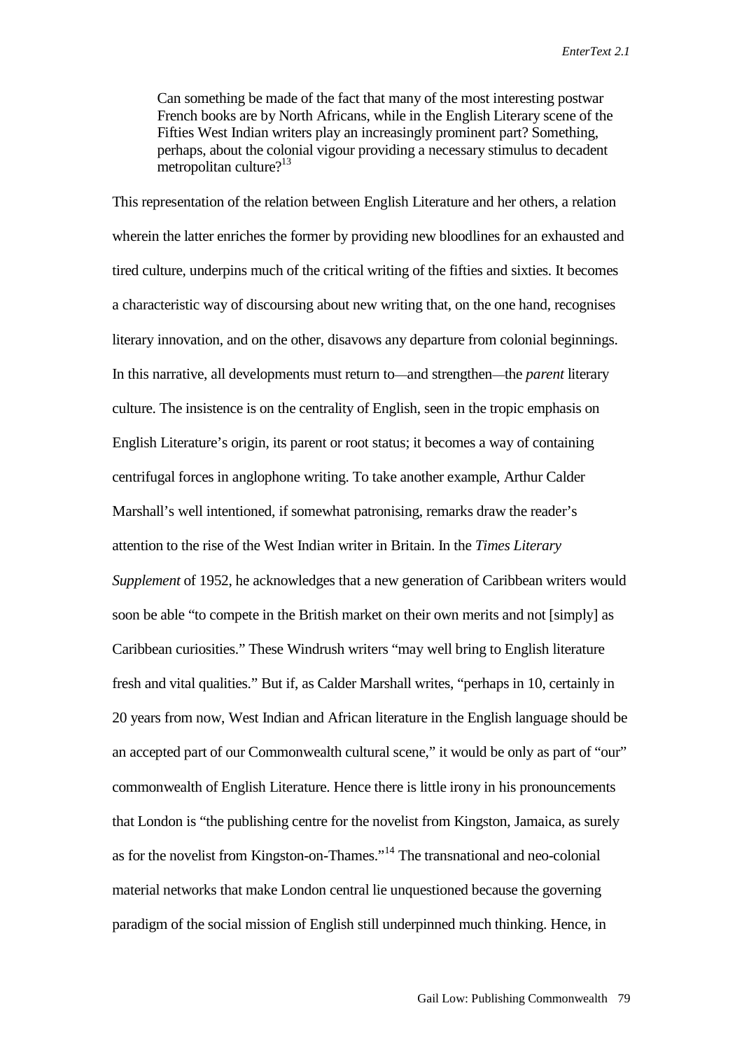> Can something be made of the fact that many of the most interesting postwar French books are by North Africans, while in the English Literary scene of the Fifties West Indian writers play an increasingly prominent part? Something, perhaps, about the colonial vigour providing a necessary stimulus to decadent metropolitan culture?[13]

This representation of the relation between English Literature and her others, a relation wherein the latter enriches the former by providing new bloodlines for an exhausted and tired culture, underpins much of the critical writing of the fifties and sixties. It becomes a characteristic way of discoursing about new writing that, on the one hand, recognises literary innovation, and on the other, disavows any departure from colonial beginnings. In this narrative, all developments must return to—and strengthen—the *parent* literary culture. The insistence is on the centrality of English, seen in the tropic emphasis on English Literature's origin, its parent or root status; it becomes a way of containing centrifugal forces in anglophone writing. To take another example, Arthur Calder Marshall's well intentioned, if somewhat patronising, remarks draw the reader's attention to the rise of the West Indian writer in Britain. In the *Times Literary Supplement* of 1952, he acknowledges that a new generation of Caribbean writers would soon be able "to compete in the British market on their own merits and not [simply] as Caribbean curiosities." These Windrush writers "may well bring to English literature fresh and vital qualities." But if, as Calder Marshall writes, "perhaps in 10, certainly in 20 years from now, West Indian and African literature in the English language should be an accepted part of our Commonwealth cultural scene," it would be only as part of "our" commonwealth of English Literature. Hence there is little irony in his pronouncements that London is "the publishing centre for the novelist from Kingston, Jamaica, as surely as for the novelist from Kingston-on-Thames."[14] The transnational and neo-colonial material networks that make London central lie unquestioned because the governing paradigm of the social mission of English still underpinned much thinking. Hence, in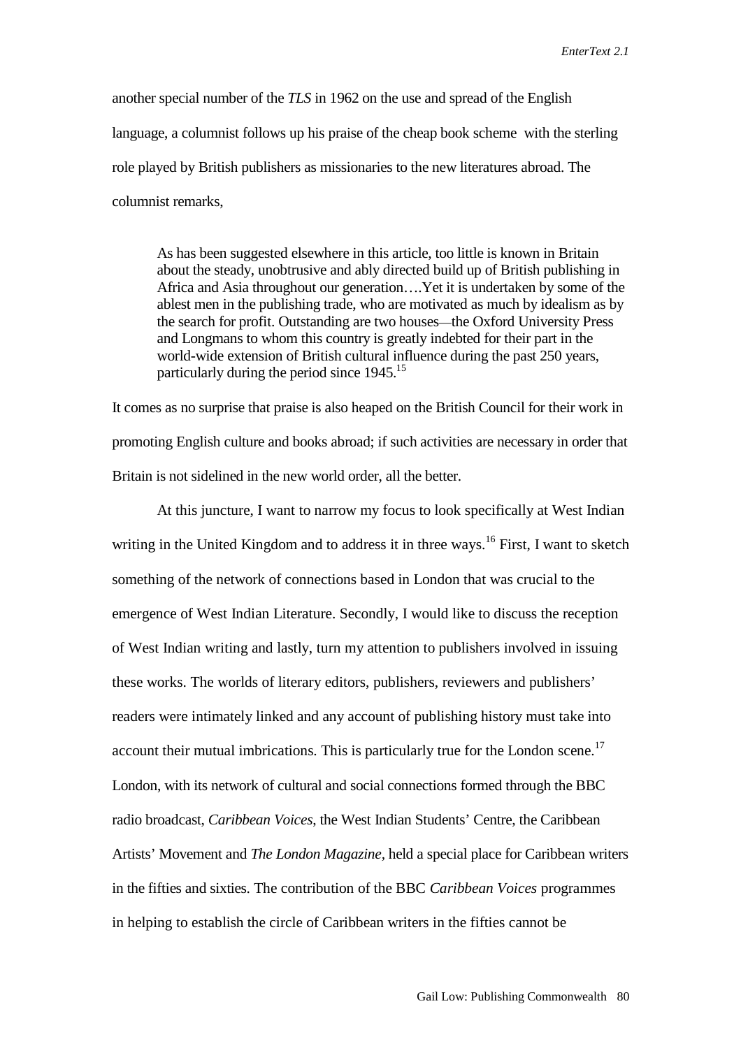another special number of the *TLS* in 1962 on the use and spread of the English language, a columnist follows up his praise of the cheap book scheme with the sterling role played by British publishers as missionaries to the new literatures abroad. The columnist remarks,

> As has been suggested elsewhere in this article, too little is known in Britain about the steady, unobtrusive and ably directed build up of British publishing in Africa and Asia throughout our generation….Yet it is undertaken by some of the ablest men in the publishing trade, who are motivated as much by idealism as by the search for profit. Outstanding are two houses—the Oxford University Press and Longmans to whom this country is greatly indebted for their part in the world-wide extension of British cultural influence during the past 250 years, particularly during the period since 1945.[15]

It comes as no surprise that praise is also heaped on the British Council for their work in promoting English culture and books abroad; if such activities are necessary in order that Britain is not sidelined in the new world order, all the better.

At this juncture, I want to narrow my focus to look specifically at West Indian writing in the United Kingdom and to address it in three ways.[16] First, I want to sketch something of the network of connections based in London that was crucial to the emergence of West Indian Literature. Secondly, I would like to discuss the reception of West Indian writing and lastly, turn my attention to publishers involved in issuing these works. The worlds of literary editors, publishers, reviewers and publishers' readers were intimately linked and any account of publishing history must take into account their mutual imbrications. This is particularly true for the London scene.[17] London, with its network of cultural and social connections formed through the BBC radio broadcast, *Caribbean Voices*, the West Indian Students' Centre, the Caribbean Artists' Movement and *The London Magazine*, held a special place for Caribbean writers in the fifties and sixties. The contribution of the BBC *Caribbean Voices* programmes in helping to establish the circle of Caribbean writers in the fifties cannot be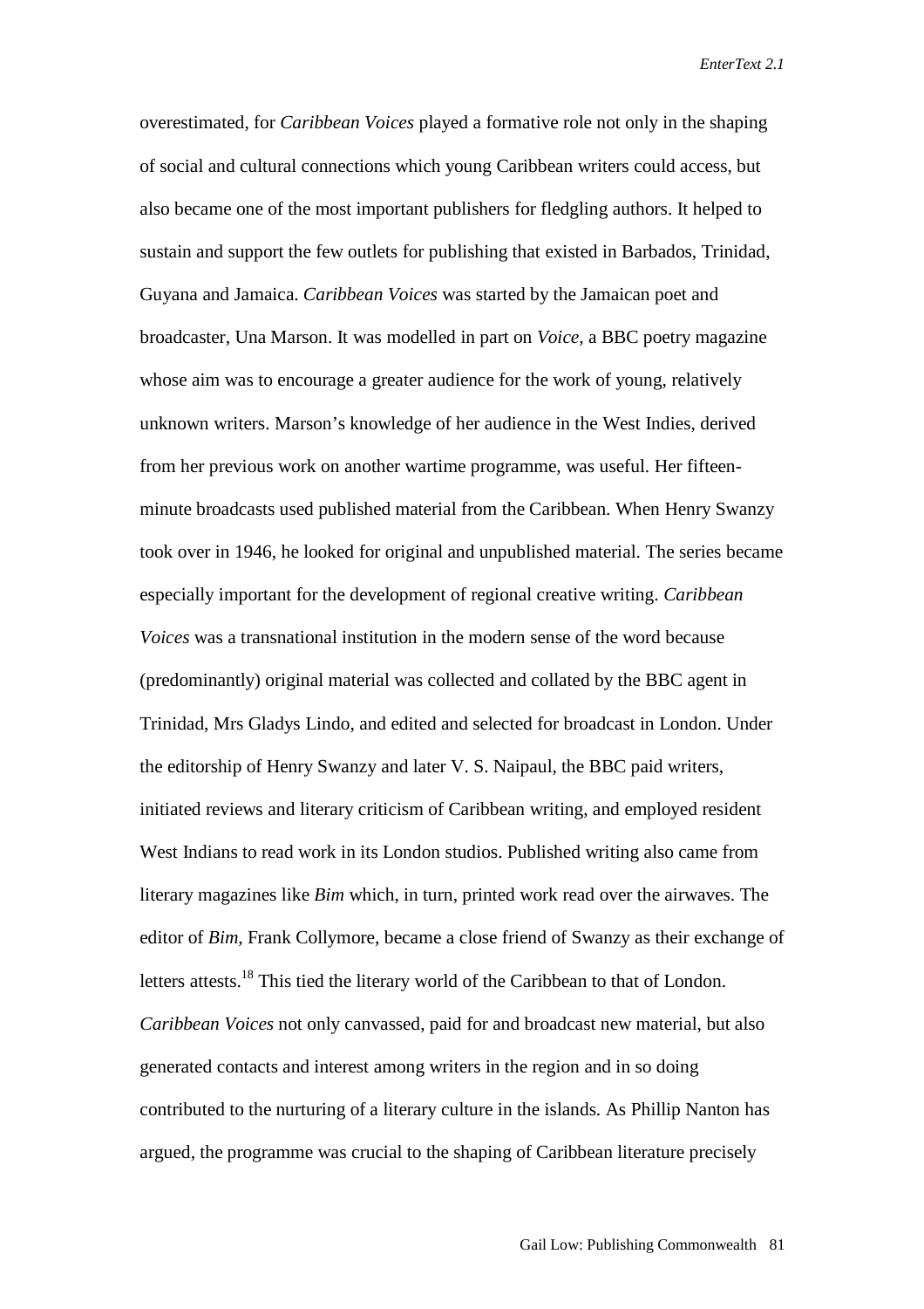overestimated, for *Caribbean Voices* played a formative role not only in the shaping of social and cultural connections which young Caribbean writers could access, but also became one of the most important publishers for fledgling authors. It helped to sustain and support the few outlets for publishing that existed in Barbados, Trinidad, Guyana and Jamaica. *Caribbean Voices* was started by the Jamaican poet and broadcaster, Una Marson. It was modelled in part on *Voice*, a BBC poetry magazine whose aim was to encourage a greater audience for the work of young, relatively unknown writers. Marson's knowledge of her audience in the West Indies, derived from her previous work on another wartime programme, was useful. Her fifteen-minute broadcasts used published material from the Caribbean. When Henry Swanzy took over in 1946, he looked for original and unpublished material. The series became especially important for the development of regional creative writing. *Caribbean Voices* was a transnational institution in the modern sense of the word because (predominantly) original material was collected and collated by the BBC agent in Trinidad, Mrs Gladys Lindo, and edited and selected for broadcast in London. Under the editorship of Henry Swanzy and later V. S. Naipaul, the BBC paid writers, initiated reviews and literary criticism of Caribbean writing, and employed resident West Indians to read work in its London studios. Published writing also came from literary magazines like *Bim* which, in turn, printed work read over the airwaves. The editor of *Bim*, Frank Collymore, became a close friend of Swanzy as their exchange of letters attests.[18] This tied the literary world of the Caribbean to that of London. *Caribbean Voices* not only canvassed, paid for and broadcast new material, but also generated contacts and interest among writers in the region and in so doing contributed to the nurturing of a literary culture in the islands. As Phillip Nanton has argued, the programme was crucial to the shaping of Caribbean literature precisely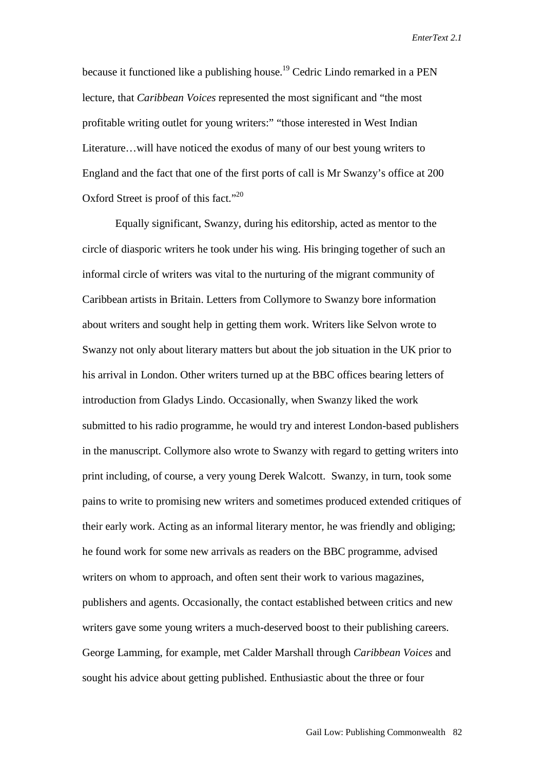because it functioned like a publishing house.[19] Cedric Lindo remarked in a PEN lecture, that *Caribbean Voices* represented the most significant and "the most profitable writing outlet for young writers:" "those interested in West Indian Literature…will have noticed the exodus of many of our best young writers to England and the fact that one of the first ports of call is Mr Swanzy's office at 200 Oxford Street is proof of this fact."[20]

Equally significant, Swanzy, during his editorship, acted as mentor to the circle of diasporic writers he took under his wing. His bringing together of such an informal circle of writers was vital to the nurturing of the migrant community of Caribbean artists in Britain. Letters from Collymore to Swanzy bore information about writers and sought help in getting them work. Writers like Selvon wrote to Swanzy not only about literary matters but about the job situation in the UK prior to his arrival in London. Other writers turned up at the BBC offices bearing letters of introduction from Gladys Lindo. Occasionally, when Swanzy liked the work submitted to his radio programme, he would try and interest London-based publishers in the manuscript. Collymore also wrote to Swanzy with regard to getting writers into print including, of course, a very young Derek Walcott. Swanzy, in turn, took some pains to write to promising new writers and sometimes produced extended critiques of their early work. Acting as an informal literary mentor, he was friendly and obliging; he found work for some new arrivals as readers on the BBC programme, advised writers on whom to approach, and often sent their work to various magazines, publishers and agents. Occasionally, the contact established between critics and new writers gave some young writers a much-deserved boost to their publishing careers. George Lamming, for example, met Calder Marshall through *Caribbean Voices* and sought his advice about getting published. Enthusiastic about the three or four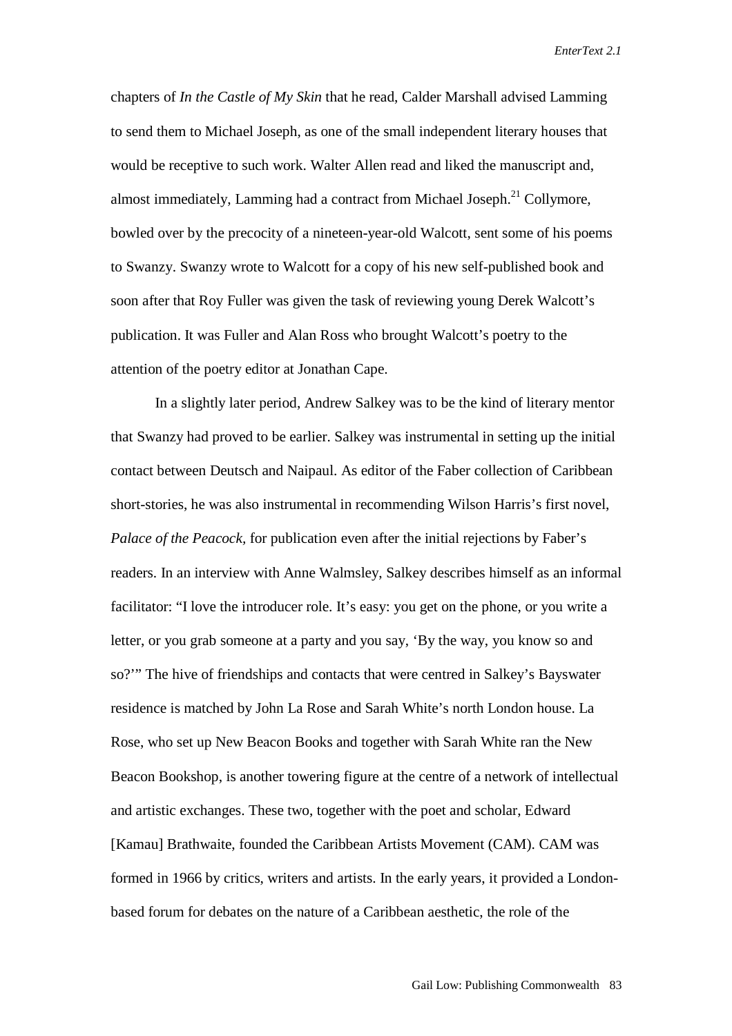chapters of *In the Castle of My Skin* that he read, Calder Marshall advised Lamming to send them to Michael Joseph, as one of the small independent literary houses that would be receptive to such work. Walter Allen read and liked the manuscript and, almost immediately, Lamming had a contract from Michael Joseph.[21] Collymore, bowled over by the precocity of a nineteen-year-old Walcott, sent some of his poems to Swanzy. Swanzy wrote to Walcott for a copy of his new self-published book and soon after that Roy Fuller was given the task of reviewing young Derek Walcott's publication. It was Fuller and Alan Ross who brought Walcott's poetry to the attention of the poetry editor at Jonathan Cape.

In a slightly later period, Andrew Salkey was to be the kind of literary mentor that Swanzy had proved to be earlier. Salkey was instrumental in setting up the initial contact between Deutsch and Naipaul. As editor of the Faber collection of Caribbean short-stories, he was also instrumental in recommending Wilson Harris's first novel, *Palace of the Peacock*, for publication even after the initial rejections by Faber's readers. In an interview with Anne Walmsley, Salkey describes himself as an informal facilitator: "I love the introducer role. It's easy: you get on the phone, or you write a letter, or you grab someone at a party and you say, 'By the way, you know so and so?'" The hive of friendships and contacts that were centred in Salkey's Bayswater residence is matched by John La Rose and Sarah White's north London house. La Rose, who set up New Beacon Books and together with Sarah White ran the New Beacon Bookshop, is another towering figure at the centre of a network of intellectual and artistic exchanges. These two, together with the poet and scholar, Edward [Kamau] Brathwaite, founded the Caribbean Artists Movement (CAM). CAM was formed in 1966 by critics, writers and artists. In the early years, it provided a London-based forum for debates on the nature of a Caribbean aesthetic, the role of the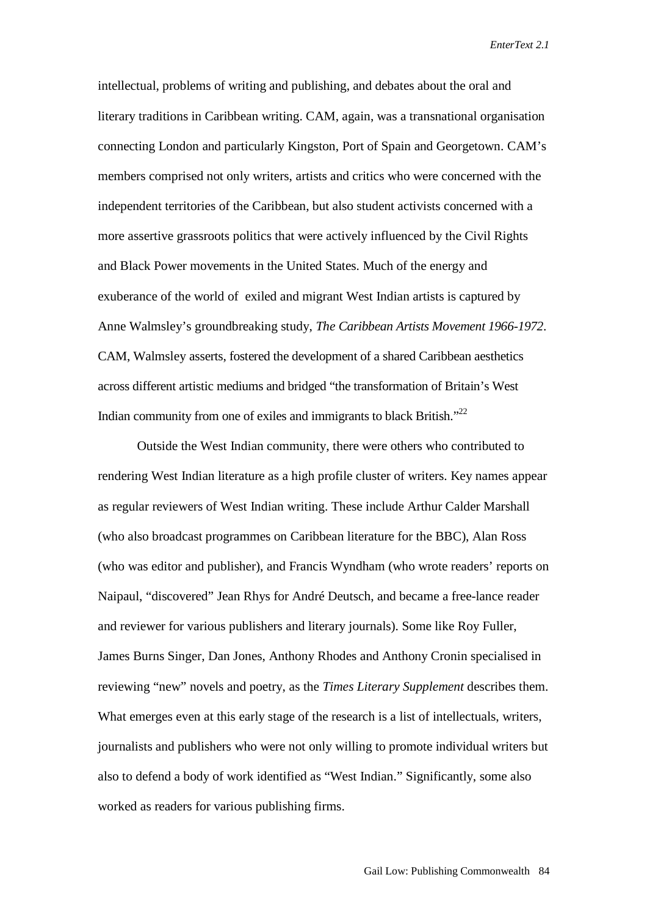intellectual, problems of writing and publishing, and debates about the oral and literary traditions in Caribbean writing. CAM, again, was a transnational organisation connecting London and particularly Kingston, Port of Spain and Georgetown. CAM's members comprised not only writers, artists and critics who were concerned with the independent territories of the Caribbean, but also student activists concerned with a more assertive grassroots politics that were actively influenced by the Civil Rights and Black Power movements in the United States. Much of the energy and exuberance of the world of exiled and migrant West Indian artists is captured by Anne Walmsley's groundbreaking study, *The Caribbean Artists Movement 1966-1972*. CAM, Walmsley asserts, fostered the development of a shared Caribbean aesthetics across different artistic mediums and bridged "the transformation of Britain's West Indian community from one of exiles and immigrants to black British."[22]

Outside the West Indian community, there were others who contributed to rendering West Indian literature as a high profile cluster of writers. Key names appear as regular reviewers of West Indian writing. These include Arthur Calder Marshall (who also broadcast programmes on Caribbean literature for the BBC), Alan Ross (who was editor and publisher), and Francis Wyndham (who wrote readers' reports on Naipaul, "discovered" Jean Rhys for André Deutsch, and became a free-lance reader and reviewer for various publishers and literary journals). Some like Roy Fuller, James Burns Singer, Dan Jones, Anthony Rhodes and Anthony Cronin specialised in reviewing "new" novels and poetry, as the *Times Literary Supplement* describes them. What emerges even at this early stage of the research is a list of intellectuals, writers, journalists and publishers who were not only willing to promote individual writers but also to defend a body of work identified as "West Indian." Significantly, some also worked as readers for various publishing firms.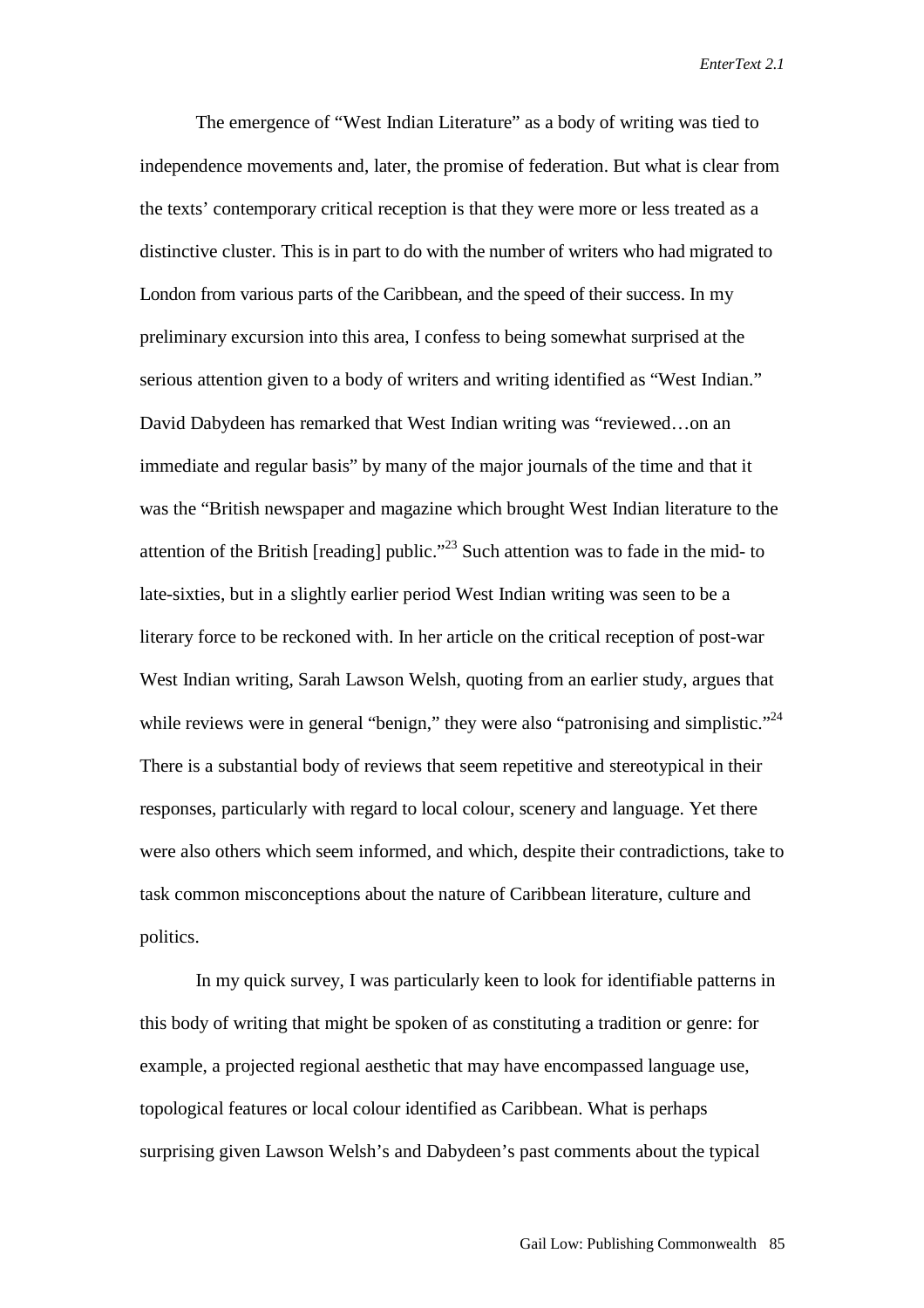The emergence of "West Indian Literature" as a body of writing was tied to independence movements and, later, the promise of federation. But what is clear from the texts' contemporary critical reception is that they were more or less treated as a distinctive cluster. This is in part to do with the number of writers who had migrated to London from various parts of the Caribbean, and the speed of their success. In my preliminary excursion into this area, I confess to being somewhat surprised at the serious attention given to a body of writers and writing identified as "West Indian." David Dabydeen has remarked that West Indian writing was "reviewed…on an immediate and regular basis" by many of the major journals of the time and that it was the "British newspaper and magazine which brought West Indian literature to the attention of the British [reading] public."[23] Such attention was to fade in the mid- to late-sixties, but in a slightly earlier period West Indian writing was seen to be a literary force to be reckoned with. In her article on the critical reception of post-war West Indian writing, Sarah Lawson Welsh, quoting from an earlier study, argues that while reviews were in general "benign," they were also "patronising and simplistic."[24] There is a substantial body of reviews that seem repetitive and stereotypical in their responses, particularly with regard to local colour, scenery and language. Yet there were also others which seem informed, and which, despite their contradictions, take to task common misconceptions about the nature of Caribbean literature, culture and politics.

In my quick survey, I was particularly keen to look for identifiable patterns in this body of writing that might be spoken of as constituting a tradition or genre: for example, a projected regional aesthetic that may have encompassed language use, topological features or local colour identified as Caribbean. What is perhaps surprising given Lawson Welsh's and Dabydeen's past comments about the typical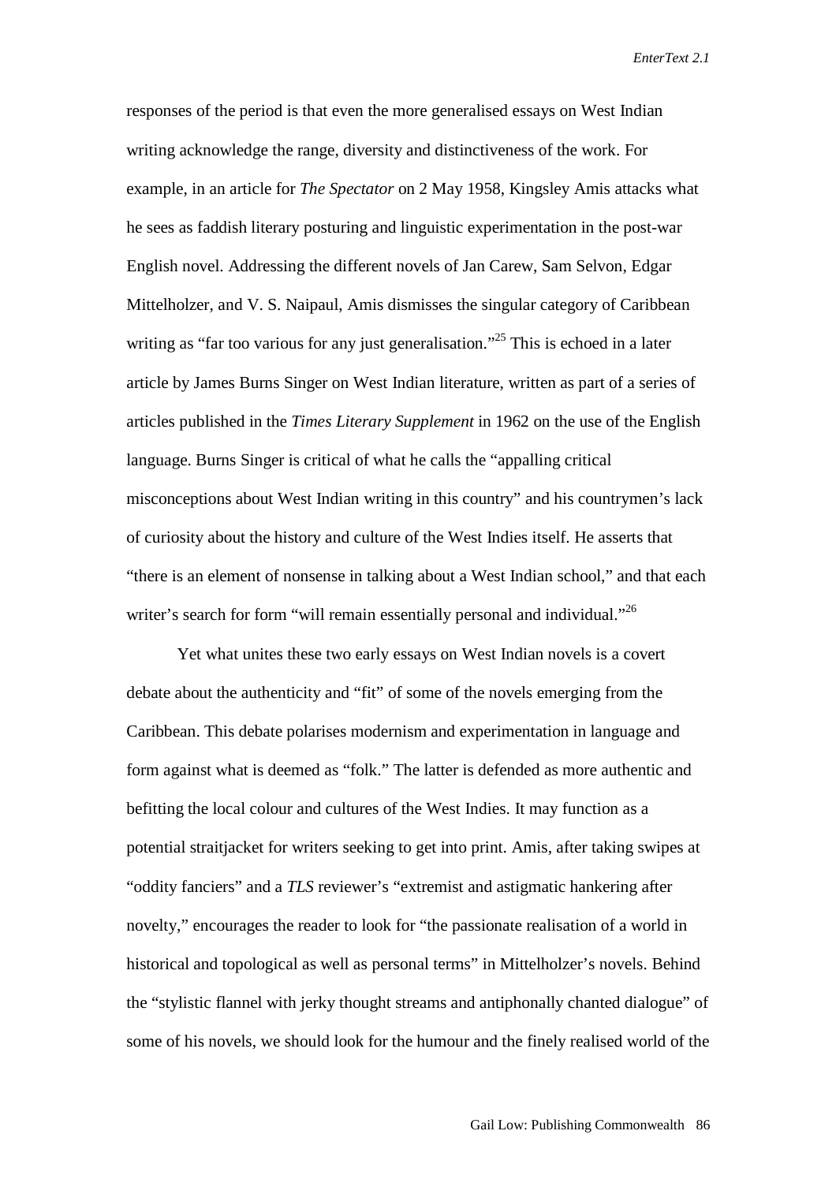responses of the period is that even the more generalised essays on West Indian writing acknowledge the range, diversity and distinctiveness of the work. For example, in an article for *The Spectator* on 2 May 1958, Kingsley Amis attacks what he sees as faddish literary posturing and linguistic experimentation in the post-war English novel. Addressing the different novels of Jan Carew, Sam Selvon, Edgar Mittelholzer, and V. S. Naipaul, Amis dismisses the singular category of Caribbean writing as "far too various for any just generalisation."[25] This is echoed in a later article by James Burns Singer on West Indian literature, written as part of a series of articles published in the *Times Literary Supplement* in 1962 on the use of the English language. Burns Singer is critical of what he calls the "appalling critical misconceptions about West Indian writing in this country" and his countrymen's lack of curiosity about the history and culture of the West Indies itself. He asserts that "there is an element of nonsense in talking about a West Indian school," and that each writer's search for form "will remain essentially personal and individual."[26]

Yet what unites these two early essays on West Indian novels is a covert debate about the authenticity and "fit" of some of the novels emerging from the Caribbean. This debate polarises modernism and experimentation in language and form against what is deemed as "folk." The latter is defended as more authentic and befitting the local colour and cultures of the West Indies. It may function as a potential straitjacket for writers seeking to get into print. Amis, after taking swipes at "oddity fanciers" and a *TLS* reviewer's "extremist and astigmatic hankering after novelty," encourages the reader to look for "the passionate realisation of a world in historical and topological as well as personal terms" in Mittelholzer's novels. Behind the "stylistic flannel with jerky thought streams and antiphonally chanted dialogue" of some of his novels, we should look for the humour and the finely realised world of the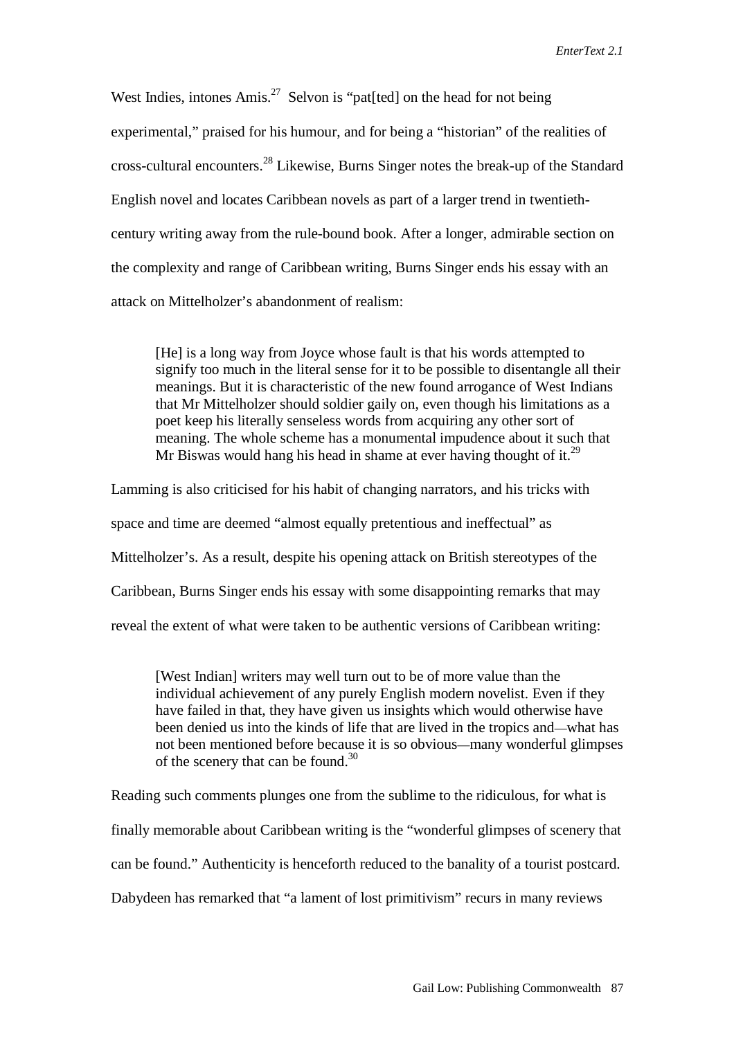West Indies, intones Amis.[27] Selvon is "pat[ted] on the head for not being experimental," praised for his humour, and for being a "historian" of the realities of cross-cultural encounters.[28] Likewise, Burns Singer notes the break-up of the Standard English novel and locates Caribbean novels as part of a larger trend in twentieth-century writing away from the rule-bound book. After a longer, admirable section on the complexity and range of Caribbean writing, Burns Singer ends his essay with an attack on Mittelholzer's abandonment of realism:

> [He] is a long way from Joyce whose fault is that his words attempted to signify too much in the literal sense for it to be possible to disentangle all their meanings. But it is characteristic of the new found arrogance of West Indians that Mr Mittelholzer should soldier gaily on, even though his limitations as a poet keep his literally senseless words from acquiring any other sort of meaning. The whole scheme has a monumental impudence about it such that Mr Biswas would hang his head in shame at ever having thought of it.[29]

Lamming is also criticised for his habit of changing narrators, and his tricks with space and time are deemed "almost equally pretentious and ineffectual" as Mittelholzer's. As a result, despite his opening attack on British stereotypes of the Caribbean, Burns Singer ends his essay with some disappointing remarks that may reveal the extent of what were taken to be authentic versions of Caribbean writing:

> [West Indian] writers may well turn out to be of more value than the individual achievement of any purely English modern novelist. Even if they have failed in that, they have given us insights which would otherwise have been denied us into the kinds of life that are lived in the tropics and—what has not been mentioned before because it is so obvious—many wonderful glimpses of the scenery that can be found.[30]

Reading such comments plunges one from the sublime to the ridiculous, for what is finally memorable about Caribbean writing is the "wonderful glimpses of scenery that can be found." Authenticity is henceforth reduced to the banality of a tourist postcard. Dabydeen has remarked that "a lament of lost primitivism" recurs in many reviews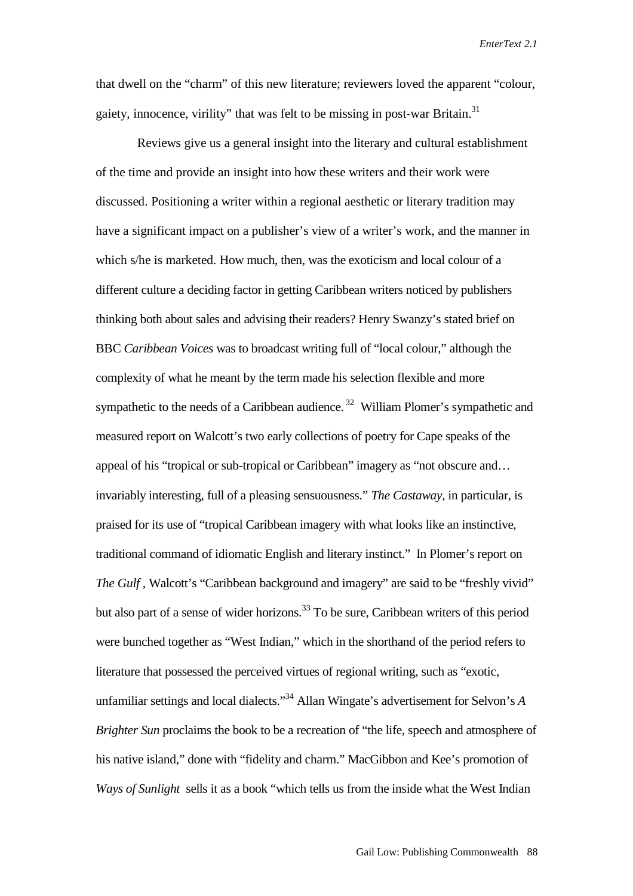that dwell on the "charm" of this new literature; reviewers loved the apparent "colour, gaiety, innocence, virility" that was felt to be missing in post-war Britain.[31]

Reviews give us a general insight into the literary and cultural establishment of the time and provide an insight into how these writers and their work were discussed. Positioning a writer within a regional aesthetic or literary tradition may have a significant impact on a publisher's view of a writer's work, and the manner in which s/he is marketed. How much, then, was the exoticism and local colour of a different culture a deciding factor in getting Caribbean writers noticed by publishers thinking both about sales and advising their readers? Henry Swanzy's stated brief on BBC *Caribbean Voices* was to broadcast writing full of "local colour," although the complexity of what he meant by the term made his selection flexible and more sympathetic to the needs of a Caribbean audience.[32] William Plomer's sympathetic and measured report on Walcott's two early collections of poetry for Cape speaks of the appeal of his "tropical or sub-tropical or Caribbean" imagery as "not obscure and… invariably interesting, full of a pleasing sensuousness." *The Castaway*, in particular, is praised for its use of "tropical Caribbean imagery with what looks like an instinctive, traditional command of idiomatic English and literary instinct." In Plomer's report on *The Gulf* , Walcott's "Caribbean background and imagery" are said to be "freshly vivid" but also part of a sense of wider horizons.[33] To be sure, Caribbean writers of this period were bunched together as "West Indian," which in the shorthand of the period refers to literature that possessed the perceived virtues of regional writing, such as "exotic, unfamiliar settings and local dialects."[34] Allan Wingate's advertisement for Selvon's *A Brighter Sun* proclaims the book to be a recreation of "the life, speech and atmosphere of his native island," done with "fidelity and charm." MacGibbon and Kee's promotion of *Ways of Sunlight* sells it as a book "which tells us from the inside what the West Indian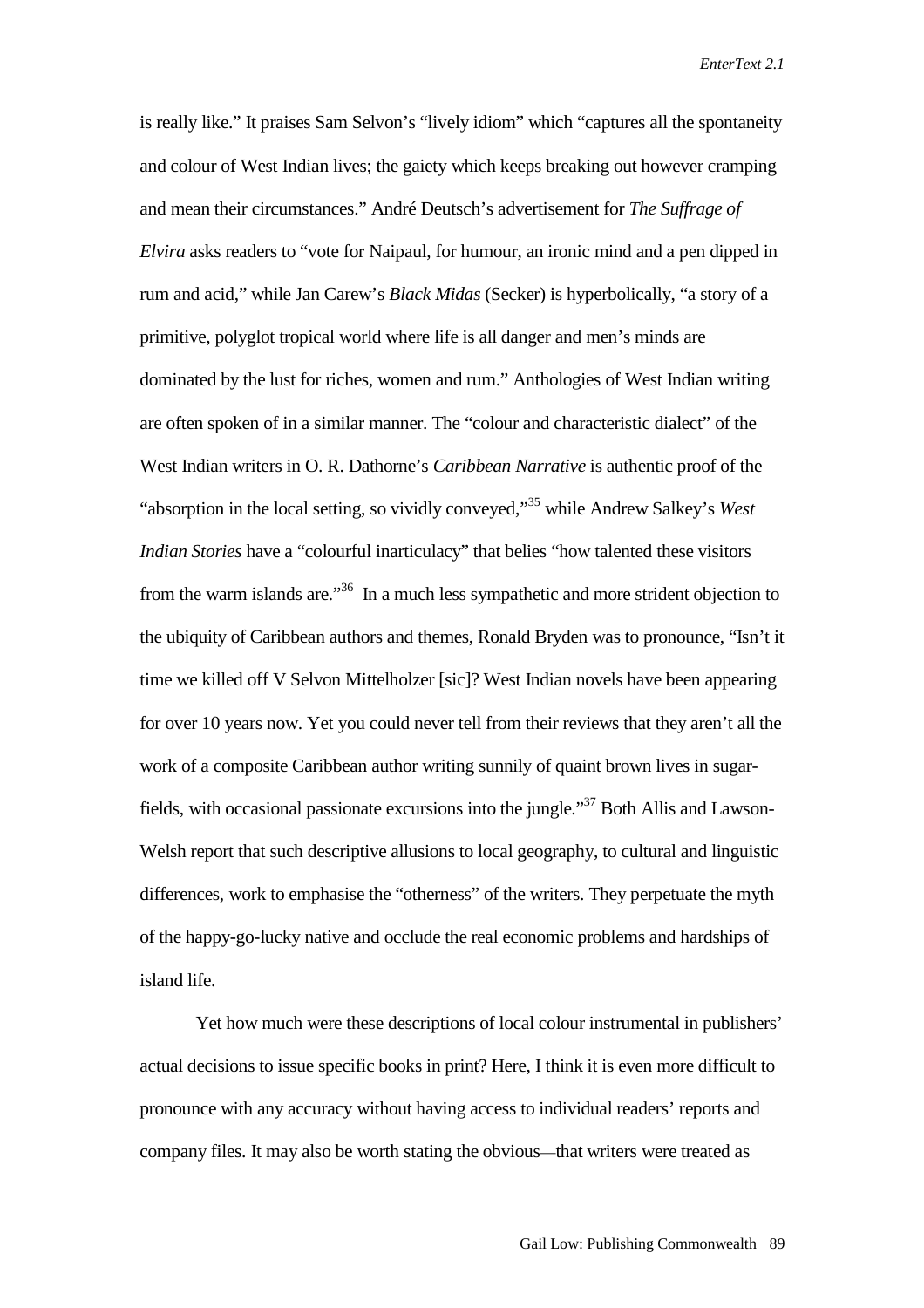is really like." It praises Sam Selvon's "lively idiom" which "captures all the spontaneity and colour of West Indian lives; the gaiety which keeps breaking out however cramping and mean their circumstances." André Deutsch's advertisement for *The Suffrage of Elvira* asks readers to "vote for Naipaul, for humour, an ironic mind and a pen dipped in rum and acid," while Jan Carew's *Black Midas* (Secker) is hyperbolically, "a story of a primitive, polyglot tropical world where life is all danger and men's minds are dominated by the lust for riches, women and rum." Anthologies of West Indian writing are often spoken of in a similar manner. The "colour and characteristic dialect" of the West Indian writers in O. R. Dathorne's *Caribbean Narrative* is authentic proof of the "absorption in the local setting, so vividly conveyed,"[35] while Andrew Salkey's *West Indian Stories* have a "colourful inarticulacy" that belies "how talented these visitors from the warm islands are."[36] In a much less sympathetic and more strident objection to the ubiquity of Caribbean authors and themes, Ronald Bryden was to pronounce, "Isn't it time we killed off V Selvon Mittelholzer [sic]? West Indian novels have been appearing for over 10 years now. Yet you could never tell from their reviews that they aren't all the work of a composite Caribbean author writing sunnily of quaint brown lives in sugar-fields, with occasional passionate excursions into the jungle."[37] Both Allis and Lawson-Welsh report that such descriptive allusions to local geography, to cultural and linguistic differences, work to emphasise the "otherness" of the writers. They perpetuate the myth of the happy-go-lucky native and occlude the real economic problems and hardships of island life.

Yet how much were these descriptions of local colour instrumental in publishers' actual decisions to issue specific books in print? Here, I think it is even more difficult to pronounce with any accuracy without having access to individual readers' reports and company files. It may also be worth stating the obvious—that writers were treated as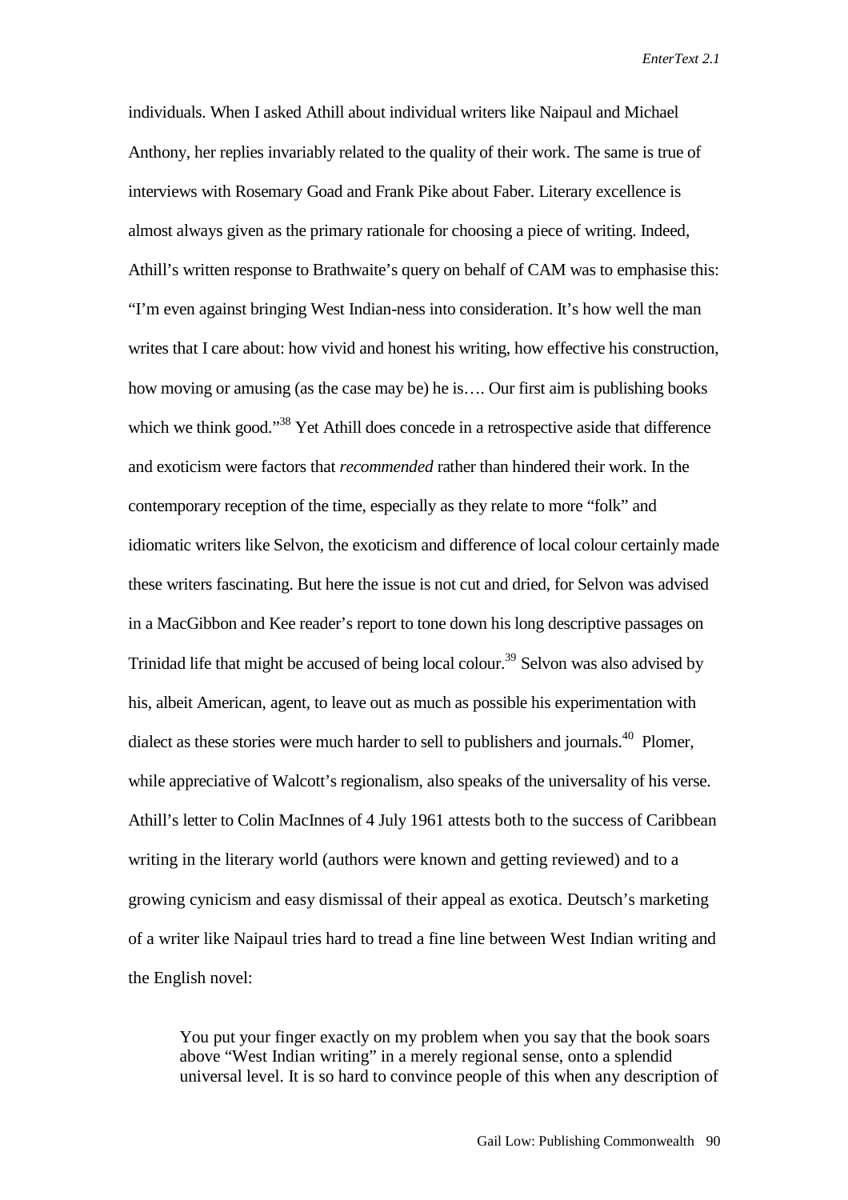individuals. When I asked Athill about individual writers like Naipaul and Michael Anthony, her replies invariably related to the quality of their work. The same is true of interviews with Rosemary Goad and Frank Pike about Faber. Literary excellence is almost always given as the primary rationale for choosing a piece of writing. Indeed, Athill's written response to Brathwaite's query on behalf of CAM was to emphasise this: "I'm even against bringing West Indian-ness into consideration. It's how well the man writes that I care about: how vivid and honest his writing, how effective his construction, how moving or amusing (as the case may be) he is…. Our first aim is publishing books which we think good."[38] Yet Athill does concede in a retrospective aside that difference and exoticism were factors that *recommended* rather than hindered their work. In the contemporary reception of the time, especially as they relate to more "folk" and idiomatic writers like Selvon, the exoticism and difference of local colour certainly made these writers fascinating. But here the issue is not cut and dried, for Selvon was advised in a MacGibbon and Kee reader's report to tone down his long descriptive passages on Trinidad life that might be accused of being local colour.[39] Selvon was also advised by his, albeit American, agent, to leave out as much as possible his experimentation with dialect as these stories were much harder to sell to publishers and journals.[40] Plomer, while appreciative of Walcott's regionalism, also speaks of the universality of his verse. Athill's letter to Colin MacInnes of 4 July 1961 attests both to the success of Caribbean writing in the literary world (authors were known and getting reviewed) and to a growing cynicism and easy dismissal of their appeal as exotica. Deutsch's marketing of a writer like Naipaul tries hard to tread a fine line between West Indian writing and the English novel:

> You put your finger exactly on my problem when you say that the book soars above "West Indian writing" in a merely regional sense, onto a splendid universal level. It is so hard to convince people of this when any description of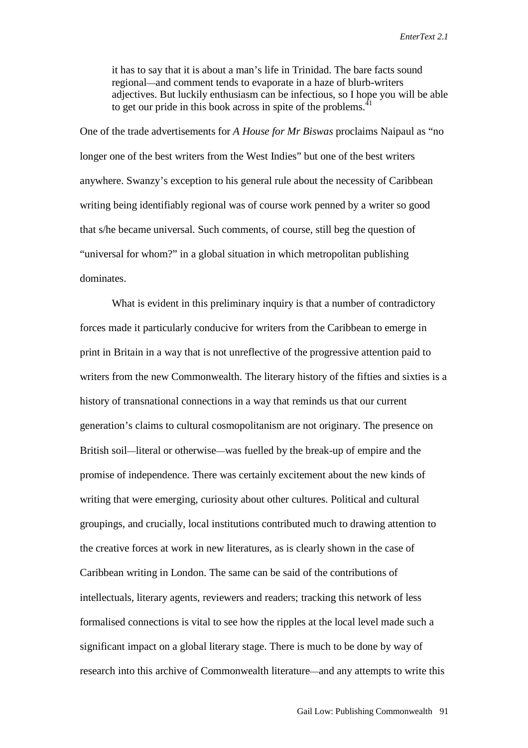> it has to say that it is about a man's life in Trinidad. The bare facts sound regional—and comment tends to evaporate in a haze of blurb-writers adjectives. But luckily enthusiasm can be infectious, so I hope you will be able to get our pride in this book across in spite of the problems.[41]

One of the trade advertisements for *A House for Mr Biswas* proclaims Naipaul as "no longer one of the best writers from the West Indies" but one of the best writers anywhere. Swanzy's exception to his general rule about the necessity of Caribbean writing being identifiably regional was of course work penned by a writer so good that s/he became universal. Such comments, of course, still beg the question of "universal for whom?" in a global situation in which metropolitan publishing dominates.

What is evident in this preliminary inquiry is that a number of contradictory forces made it particularly conducive for writers from the Caribbean to emerge in print in Britain in a way that is not unreflective of the progressive attention paid to writers from the new Commonwealth. The literary history of the fifties and sixties is a history of transnational connections in a way that reminds us that our current generation's claims to cultural cosmopolitanism are not originary. The presence on British soil—literal or otherwise—was fuelled by the break-up of empire and the promise of independence. There was certainly excitement about the new kinds of writing that were emerging, curiosity about other cultures. Political and cultural groupings, and crucially, local institutions contributed much to drawing attention to the creative forces at work in new literatures, as is clearly shown in the case of Caribbean writing in London. The same can be said of the contributions of intellectuals, literary agents, reviewers and readers; tracking this network of less formalised connections is vital to see how the ripples at the local level made such a significant impact on a global literary stage. There is much to be done by way of research into this archive of Commonwealth literature—and any attempts to write this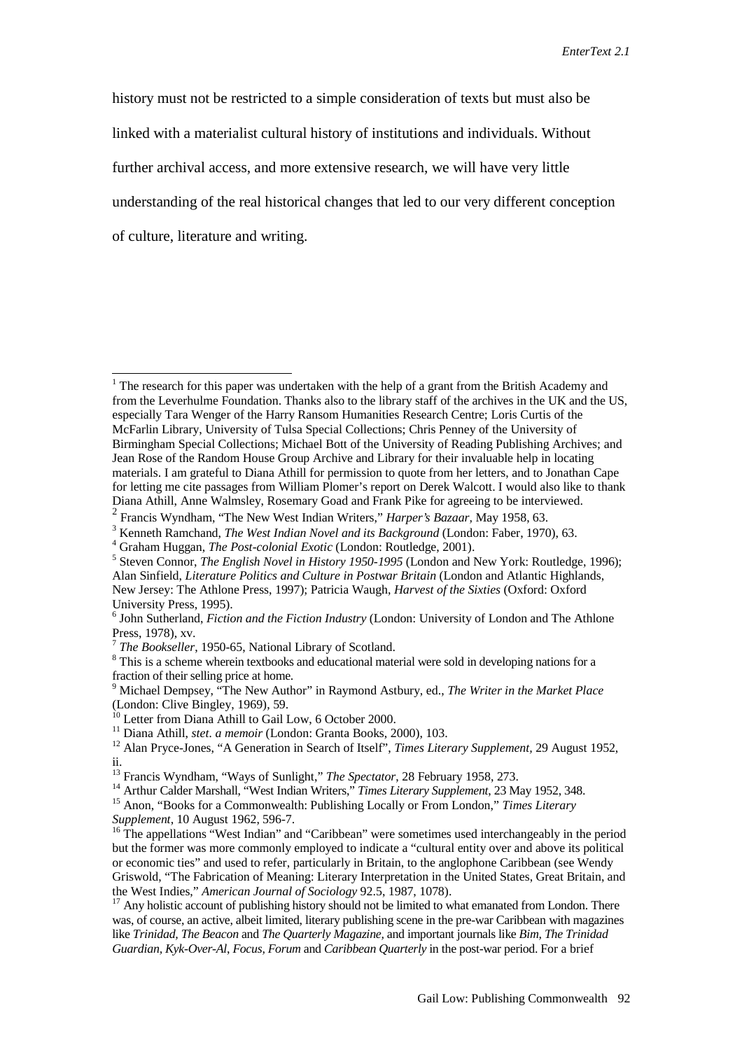history must not be restricted to a simple consideration of texts but must also be linked with a materialist cultural history of institutions and individuals. Without further archival access, and more extensive research, we will have very little understanding of the real historical changes that led to our very different conception of culture, literature and writing.

---

[1] The research for this paper was undertaken with the help of a grant from the British Academy and from the Leverhulme Foundation. Thanks also to the library staff of the archives in the UK and the US, especially Tara Wenger of the Harry Ransom Humanities Research Centre; Loris Curtis of the McFarlin Library, University of Tulsa Special Collections; Chris Penney of the University of Birmingham Special Collections; Michael Bott of the University of Reading Publishing Archives; and Jean Rose of the Random House Group Archive and Library for their invaluable help in locating materials. I am grateful to Diana Athill for permission to quote from her letters, and to Jonathan Cape for letting me cite passages from William Plomer's report on Derek Walcott. I would also like to thank Diana Athill, Anne Walmsley, Rosemary Goad and Frank Pike for agreeing to be interviewed.

[2] Francis Wyndham, "The New West Indian Writers," *Harper's Bazaar*, May 1958, 63.

[3] Kenneth Ramchand, *The West Indian Novel and its Background* (London: Faber, 1970), 63.

[4] Graham Huggan, *The Post-colonial Exotic* (London: Routledge, 2001).

[5] Steven Connor, *The English Novel in History 1950-1995* (London and New York: Routledge, 1996); Alan Sinfield, *Literature Politics and Culture in Postwar Britain* (London and Atlantic Highlands, New Jersey: The Athlone Press, 1997); Patricia Waugh, *Harvest of the Sixties* (Oxford: Oxford University Press, 1995).

[6] John Sutherland, *Fiction and the Fiction Industry* (London: University of London and The Athlone Press, 1978), xv.

[7] *The Bookseller*, 1950-65, National Library of Scotland.

[8] This is a scheme wherein textbooks and educational material were sold in developing nations for a fraction of their selling price at home.

[9] Michael Dempsey, "The New Author" in Raymond Astbury, ed., *The Writer in the Market Place* (London: Clive Bingley, 1969), 59.

[10] Letter from Diana Athill to Gail Low, 6 October 2000.

[11] Diana Athill, *stet. a memoir* (London: Granta Books, 2000), 103.

[12] Alan Pryce-Jones, "A Generation in Search of Itself", *Times Literary Supplement*, 29 August 1952, ii.

[13] Francis Wyndham, "Ways of Sunlight," *The Spectator*, 28 February 1958, 273.

[14] Arthur Calder Marshall, "West Indian Writers," *Times Literary Supplement*, 23 May 1952, 348.

[15] Anon, "Books for a Commonwealth: Publishing Locally or From London," *Times Literary Supplement*, 10 August 1962, 596-7.

[16] The appellations "West Indian" and "Caribbean" were sometimes used interchangeably in the period but the former was more commonly employed to indicate a "cultural entity over and above its political or economic ties" and used to refer, particularly in Britain, to the anglophone Caribbean (see Wendy Griswold, "The Fabrication of Meaning: Literary Interpretation in the United States, Great Britain, and the West Indies," *American Journal of Sociology* 92.5, 1987, 1078).

[17] Any holistic account of publishing history should not be limited to what emanated from London. There was, of course, an active, albeit limited, literary publishing scene in the pre-war Caribbean with magazines like *Trinidad*, *The Beacon* and *The Quarterly Magazine*, and important journals like *Bim*, *The Trinidad Guardian*, *Kyk-Over-Al*, *Focus*, *Forum* and *Caribbean Quarterly* in the post-war period. For a brief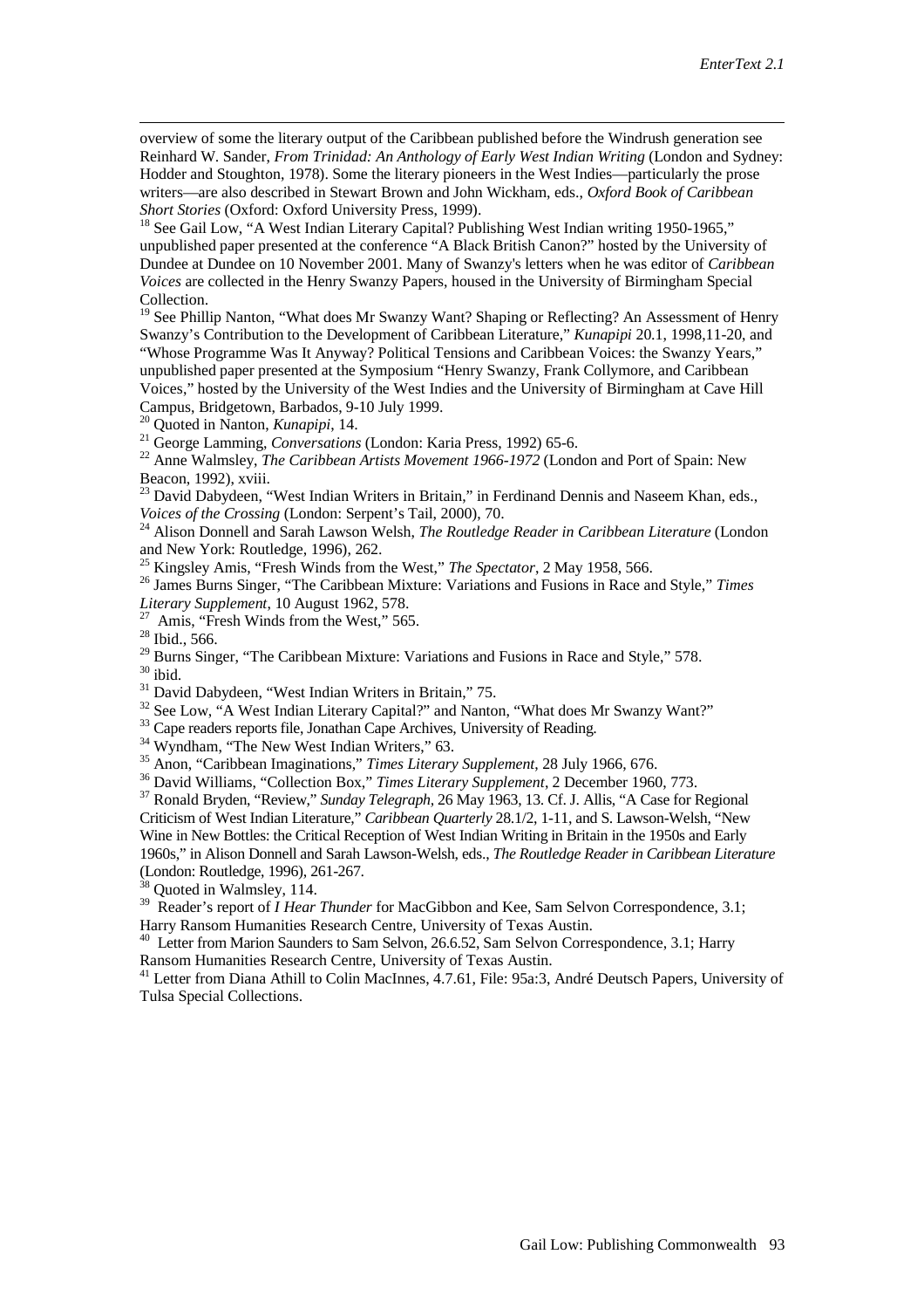overview of some the literary output of the Caribbean published before the Windrush generation see Reinhard W. Sander, *From Trinidad: An Anthology of Early West Indian Writing* (London and Sydney: Hodder and Stoughton, 1978). Some the literary pioneers in the West Indies—particularly the prose writers—are also described in Stewart Brown and John Wickham, eds., *Oxford Book of Caribbean Short Stories* (Oxford: Oxford University Press, 1999).

[18] See Gail Low, "A West Indian Literary Capital? Publishing West Indian writing 1950-1965," unpublished paper presented at the conference "A Black British Canon?" hosted by the University of Dundee at Dundee on 10 November 2001. Many of Swanzy's letters when he was editor of *Caribbean Voices* are collected in the Henry Swanzy Papers, housed in the University of Birmingham Special Collection.

[19] See Phillip Nanton, "What does Mr Swanzy Want? Shaping or Reflecting? An Assessment of Henry Swanzy's Contribution to the Development of Caribbean Literature," *Kunapipi* 20.1, 1998,11-20, and "Whose Programme Was It Anyway? Political Tensions and Caribbean Voices: the Swanzy Years," unpublished paper presented at the Symposium "Henry Swanzy, Frank Collymore, and Caribbean Voices," hosted by the University of the West Indies and the University of Birmingham at Cave Hill Campus, Bridgetown, Barbados, 9-10 July 1999.

[20] Quoted in Nanton, *Kunapipi*, 14.

[21] George Lamming, *Conversations* (London: Karia Press, 1992) 65-6.

[22] Anne Walmsley, *The Caribbean Artists Movement 1966-1972* (London and Port of Spain: New Beacon, 1992), xviii.

[23] David Dabydeen, "West Indian Writers in Britain," in Ferdinand Dennis and Naseem Khan, eds., *Voices of the Crossing* (London: Serpent's Tail, 2000), 70.

[24] Alison Donnell and Sarah Lawson Welsh, *The Routledge Reader in Caribbean Literature* (London and New York: Routledge, 1996), 262.

[25] Kingsley Amis, "Fresh Winds from the West," *The Spectator*, 2 May 1958, 566.

[26] James Burns Singer, "The Caribbean Mixture: Variations and Fusions in Race and Style," *Times Literary Supplement*, 10 August 1962, 578.

[27] Amis, "Fresh Winds from the West," 565.

[28] Ibid., 566.

[29] Burns Singer, "The Caribbean Mixture: Variations and Fusions in Race and Style," 578.

[30] ibid.

[31] David Dabydeen, "West Indian Writers in Britain," 75.

[32] See Low, "A West Indian Literary Capital?" and Nanton, "What does Mr Swanzy Want?"

[33] Cape readers reports file, Jonathan Cape Archives, University of Reading.

[34] Wyndham, "The New West Indian Writers," 63.

[35] Anon, "Caribbean Imaginations," *Times Literary Supplement*, 28 July 1966, 676.

[36] David Williams, "Collection Box," *Times Literary Supplement*, 2 December 1960, 773.

[37] Ronald Bryden, "Review," *Sunday Telegraph*, 26 May 1963, 13. Cf. J. Allis, "A Case for Regional Criticism of West Indian Literature," *Caribbean Quarterly* 28.1/2, 1-11, and S. Lawson-Welsh, "New Wine in New Bottles: the Critical Reception of West Indian Writing in Britain in the 1950s and Early 1960s," in Alison Donnell and Sarah Lawson-Welsh, eds., *The Routledge Reader in Caribbean Literature* (London: Routledge, 1996), 261-267.

[38] Quoted in Walmsley, 114.

[39] Reader's report of *I Hear Thunder* for MacGibbon and Kee, Sam Selvon Correspondence, 3.1; Harry Ransom Humanities Research Centre, University of Texas Austin.

[40] Letter from Marion Saunders to Sam Selvon, 26.6.52, Sam Selvon Correspondence, 3.1; Harry Ransom Humanities Research Centre, University of Texas Austin.

[41] Letter from Diana Athill to Colin MacInnes, 4.7.61, File: 95a:3, André Deutsch Papers, University of Tulsa Special Collections.